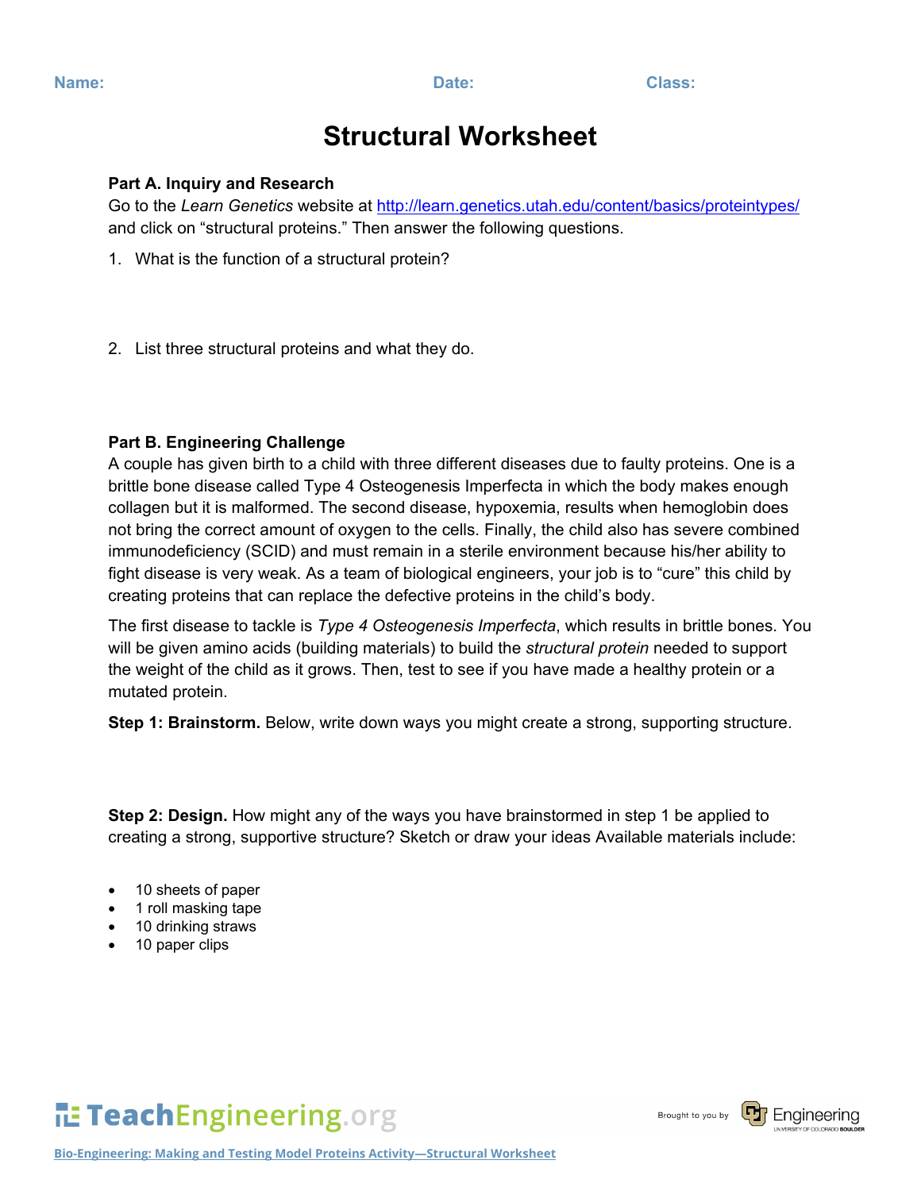Name: Date: Class:

# Structural Worksheet

**Part A. Inquiry and Research**

Go to the *Learn Genetics* website at http://learn.genetics.utah.edu/content/basics/proteintypes/ and click on "structural proteins." Then answer the following questions.

1. What is the function of a structural protein?

2. List three structural proteins and what they do.

**Part B. Engineering Challenge**

A couple has given birth to a child with three different diseases due to faulty proteins. One is a brittle bone disease called Type 4 Osteogenesis Imperfecta in which the body makes enough collagen but it is malformed. The second disease, hypoxemia, results when hemoglobin does not bring the correct amount of oxygen to the cells. Finally, the child also has severe combined immunodeficiency (SCID) and must remain in a sterile environment because his/her ability to fight disease is very weak. As a team of biological engineers, your job is to "cure" this child by creating proteins that can replace the defective proteins in the child's body.

The first disease to tackle is *Type 4 Osteogenesis Imperfecta*, which results in brittle bones. You will be given amino acids (building materials) to build the *structural protein* needed to support the weight of the child as it grows. Then, test to see if you have made a healthy protein or a mutated protein.

**Step 1: Brainstorm.** Below, write down ways you might create a strong, supporting structure.

**Step 2: Design.** How might any of the ways you have brainstormed in step 1 be applied to creating a strong, supportive structure? Sketch or draw your ideas Available materials include:

- 10 sheets of paper
- 1 roll masking tape
- 10 drinking straws
- 10 paper clips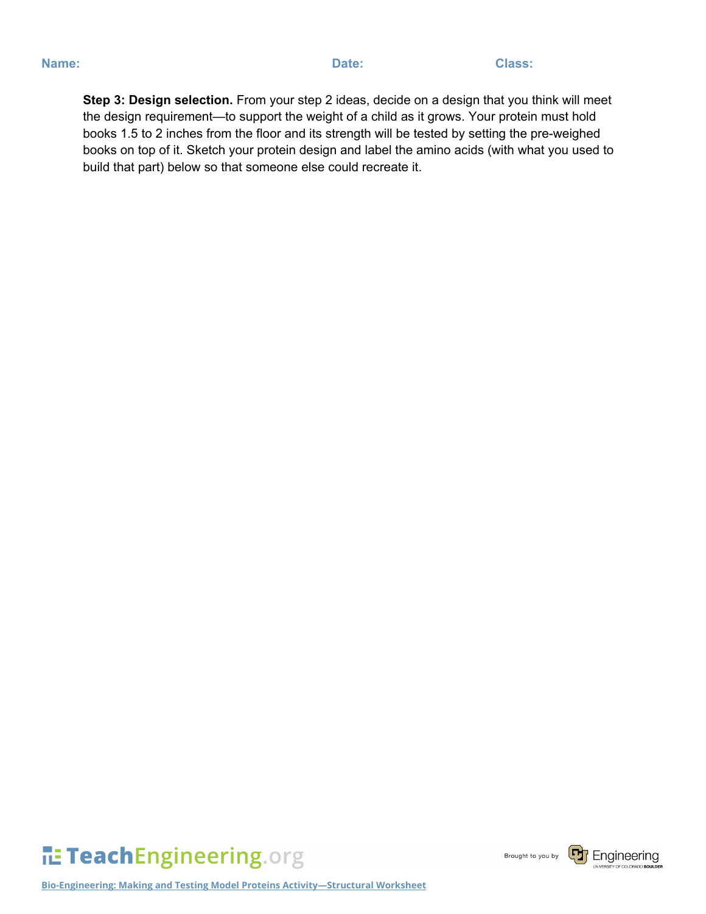**Name:** **Date:** **Class:**

**Step 3: Design selection.** From your step 2 ideas, decide on a design that you think will meet the design requirement—to support the weight of a child as it grows. Your protein must hold books 1.5 to 2 inches from the floor and its strength will be tested by setting the pre-weighed books on top of it. Sketch your protein design and label the amino acids (with what you used to build that part) below so that someone else could recreate it.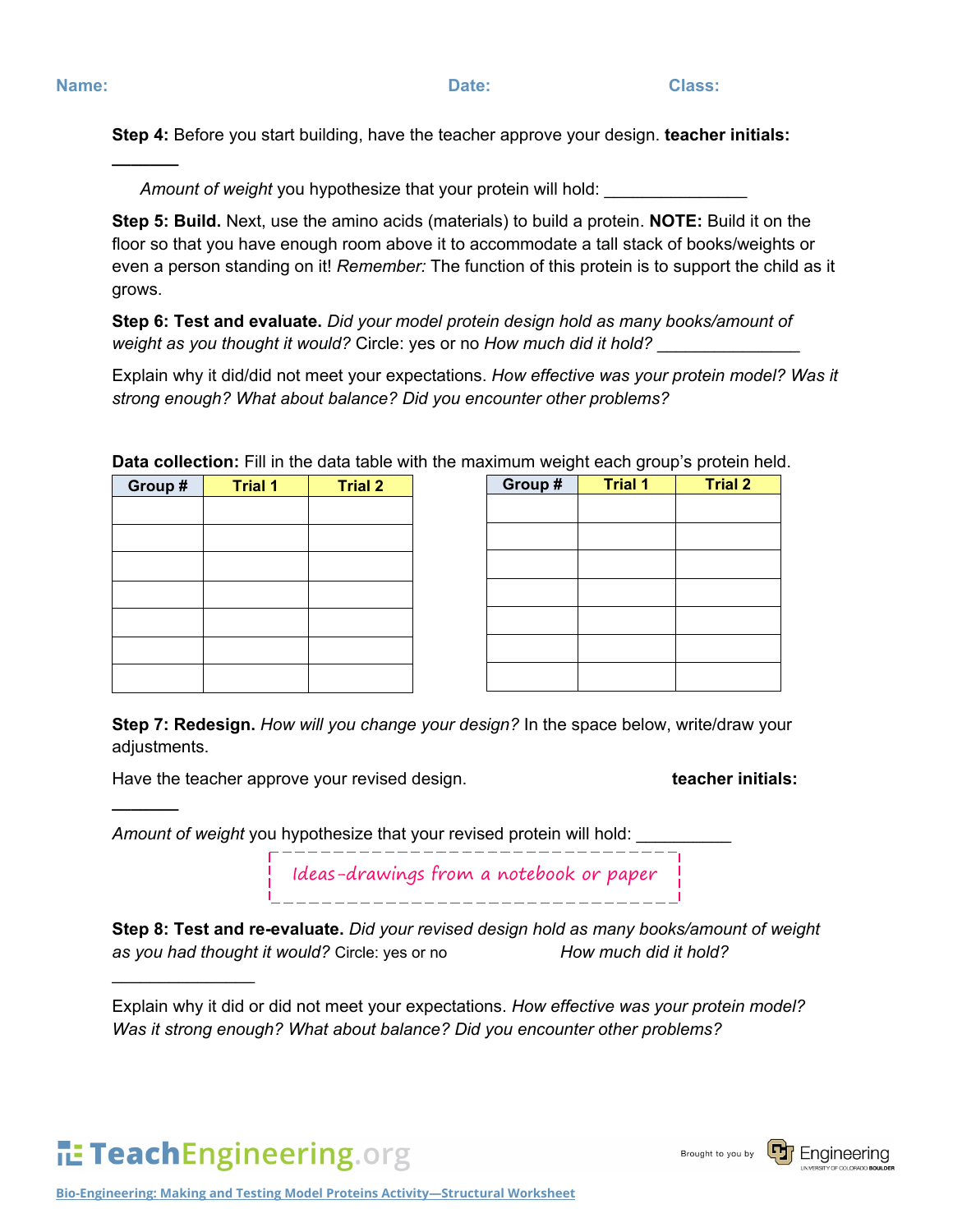**Name:** **Date:** **Class:**

**Step 4:** Before you start building, have the teacher approve your design. **teacher initials:** _______

*Amount of weight* you hypothesize that your protein will hold: _______________

**Step 5: Build.** Next, use the amino acids (materials) to build a protein. **NOTE:** Build it on the floor so that you have enough room above it to accommodate a tall stack of books/weights or even a person standing on it! *Remember:* The function of this protein is to support the child as it grows.

**Step 6: Test and evaluate.** *Did your model protein design hold as many books/amount of weight as you thought it would?* Circle: yes or no *How much did it hold?* _______________

Explain why it did/did not meet your expectations. *How effective was your protein model? Was it strong enough? What about balance? Did you encounter other problems?*

**Data collection:** Fill in the data table with the maximum weight each group's protein held.

| Group # | Trial 1 | Trial 2 |
|---|---|---|
| | | |
| | | |
| | | |
| | | |
| | | |
| | | |
| | | |

| Group # | Trial 1 | Trial 2 |
|---|---|---|
| | | |
| | | |
| | | |
| | | |
| | | |
| | | |
| | | |

**Step 7: Redesign.** *How will you change your design?* In the space below, write/draw your adjustments.

Have the teacher approve your revised design. **teacher initials:** _______

*Amount of weight* you hypothesize that your revised protein will hold: __________

Ideas-drawings from a notebook or paper

**Step 8: Test and re-evaluate.** *Did your revised design hold as many books/amount of weight as you had thought it would?* Circle: yes or no *How much did it hold?* _______________

Explain why it did or did not meet your expectations. *How effective was your protein model? Was it strong enough? What about balance? Did you encounter other problems?*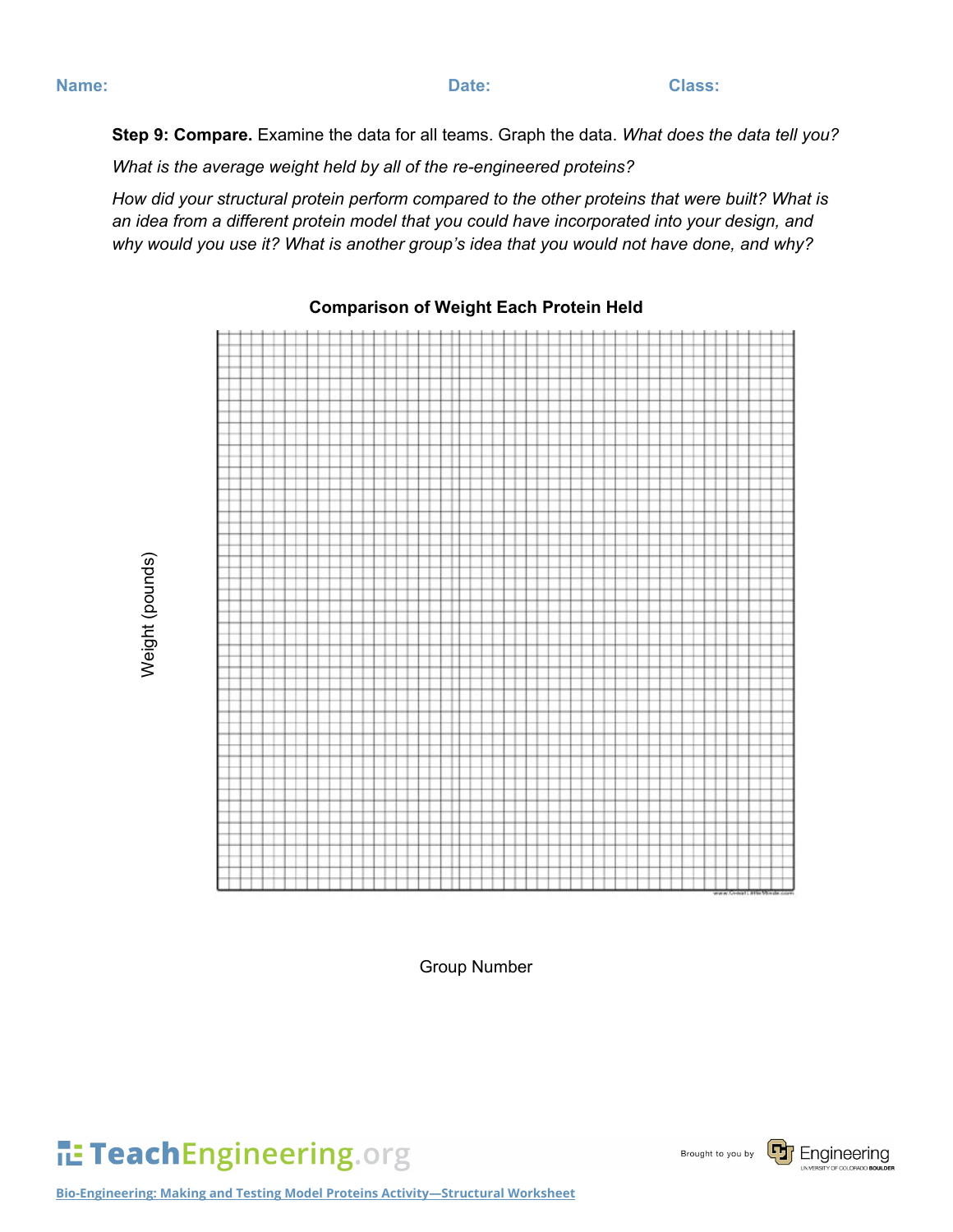**Name:** **Date:** **Class:**

**Step 9: Compare.** Examine the data for all teams. Graph the data. *What does the data tell you?*

*What is the average weight held by all of the re-engineered proteins?*

*How did your structural protein perform compared to the other proteins that were built? What is an idea from a different protein model that you could have incorporated into your design, and why would you use it? What is another group's idea that you would not have done, and why?*

**Comparison of Weight Each Protein Held**

Weight (pounds)

Group Number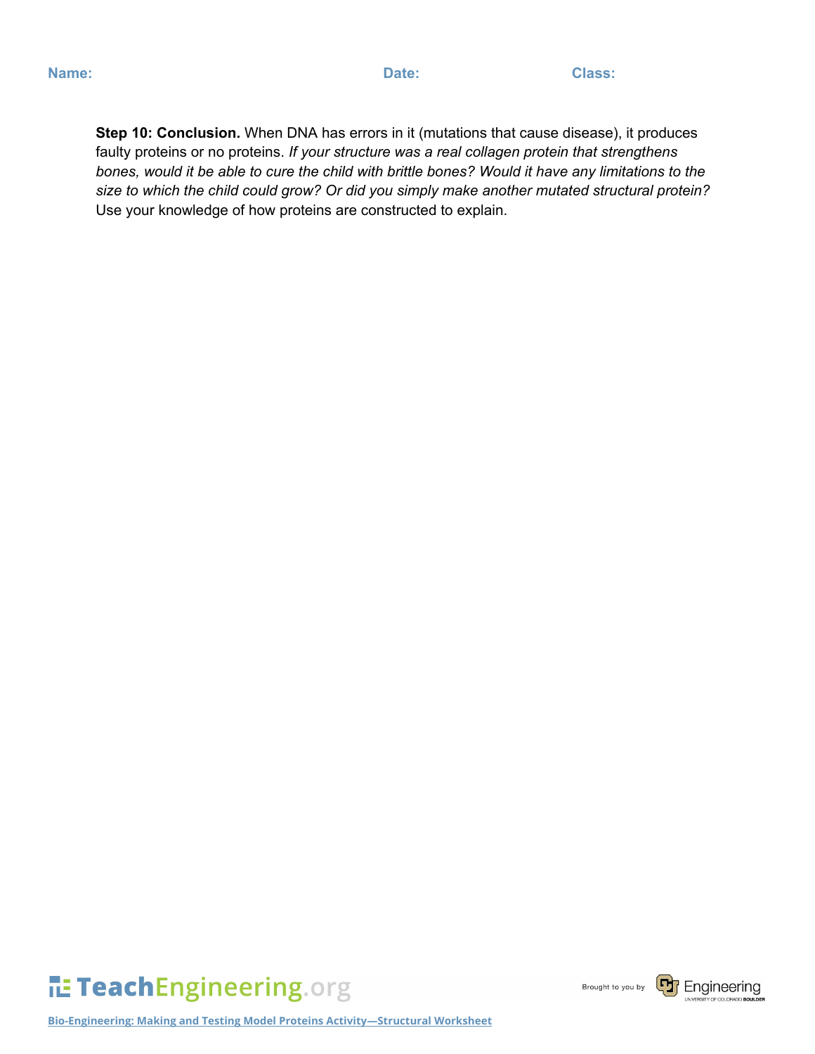**Name:** **Date:** **Class:**

**Step 10: Conclusion.** When DNA has errors in it (mutations that cause disease), it produces faulty proteins or no proteins. *If your structure was a real collagen protein that strengthens bones, would it be able to cure the child with brittle bones? Would it have any limitations to the size to which the child could grow? Or did you simply make another mutated structural protein?* Use your knowledge of how proteins are constructed to explain.